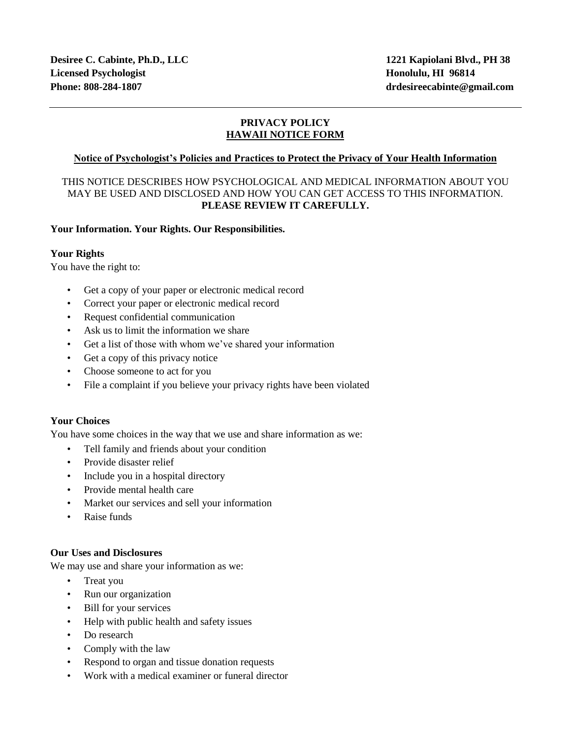**Desiree C. Cabinte, Ph.D., LLC**
**Licensed Psychologist**
**Phone: 808-284-1807**

**1221 Kapiolani Blvd., PH 38**
**Honolulu, HI 96814**
**drdesireecabinte@gmail.com**

---

# PRIVACY POLICY
## HAWAII NOTICE FORM

### Notice of Psychologist's Policies and Practices to Protect the Privacy of Your Health Information

THIS NOTICE DESCRIBES HOW PSYCHOLOGICAL AND MEDICAL INFORMATION ABOUT YOU MAY BE USED AND DISCLOSED AND HOW YOU CAN GET ACCESS TO THIS INFORMATION. **PLEASE REVIEW IT CAREFULLY.**

**Your Information. Your Rights. Our Responsibilities.**

**Your Rights**

You have the right to:

- Get a copy of your paper or electronic medical record
- Correct your paper or electronic medical record
- Request confidential communication
- Ask us to limit the information we share
- Get a list of those with whom we've shared your information
- Get a copy of this privacy notice
- Choose someone to act for you
- File a complaint if you believe your privacy rights have been violated

**Your Choices**

You have some choices in the way that we use and share information as we:

- Tell family and friends about your condition
- Provide disaster relief
- Include you in a hospital directory
- Provide mental health care
- Market our services and sell your information
- Raise funds

**Our Uses and Disclosures**

We may use and share your information as we:

- Treat you
- Run our organization
- Bill for your services
- Help with public health and safety issues
- Do research
- Comply with the law
- Respond to organ and tissue donation requests
- Work with a medical examiner or funeral director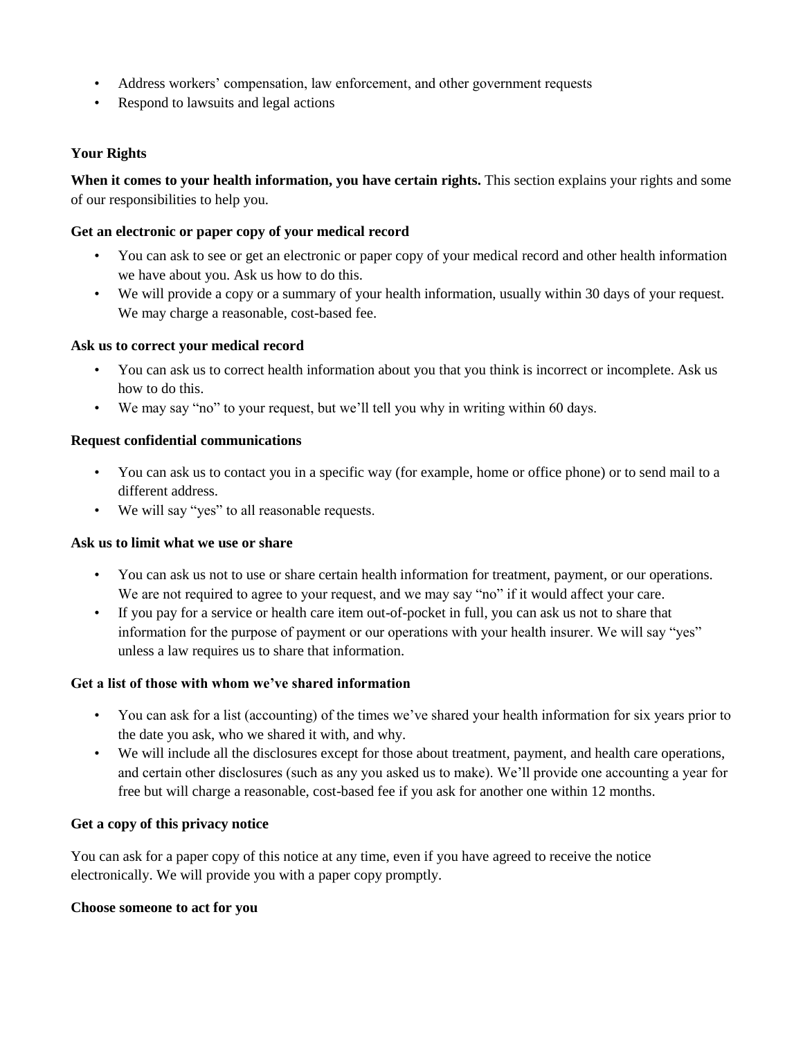- Address workers' compensation, law enforcement, and other government requests
- Respond to lawsuits and legal actions

## Your Rights

**When it comes to your health information, you have certain rights.** This section explains your rights and some of our responsibilities to help you.

### Get an electronic or paper copy of your medical record

- You can ask to see or get an electronic or paper copy of your medical record and other health information we have about you. Ask us how to do this.
- We will provide a copy or a summary of your health information, usually within 30 days of your request. We may charge a reasonable, cost-based fee.

### Ask us to correct your medical record

- You can ask us to correct health information about you that you think is incorrect or incomplete. Ask us how to do this.
- We may say "no" to your request, but we'll tell you why in writing within 60 days.

### Request confidential communications

- You can ask us to contact you in a specific way (for example, home or office phone) or to send mail to a different address.
- We will say "yes" to all reasonable requests.

### Ask us to limit what we use or share

- You can ask us not to use or share certain health information for treatment, payment, or our operations. We are not required to agree to your request, and we may say "no" if it would affect your care.
- If you pay for a service or health care item out-of-pocket in full, you can ask us not to share that information for the purpose of payment or our operations with your health insurer. We will say "yes" unless a law requires us to share that information.

### Get a list of those with whom we've shared information

- You can ask for a list (accounting) of the times we've shared your health information for six years prior to the date you ask, who we shared it with, and why.
- We will include all the disclosures except for those about treatment, payment, and health care operations, and certain other disclosures (such as any you asked us to make). We'll provide one accounting a year for free but will charge a reasonable, cost-based fee if you ask for another one within 12 months.

### Get a copy of this privacy notice

You can ask for a paper copy of this notice at any time, even if you have agreed to receive the notice electronically. We will provide you with a paper copy promptly.

### Choose someone to act for you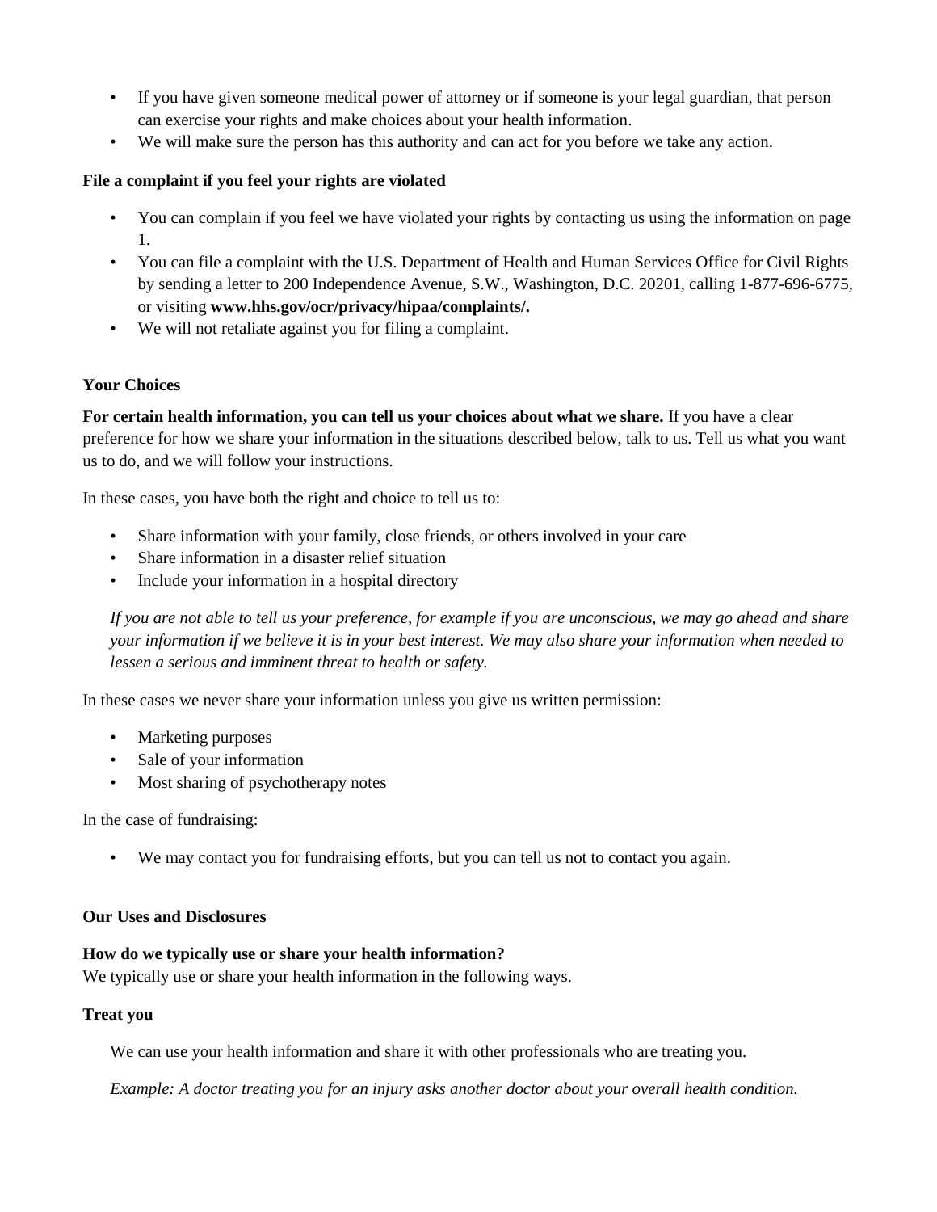- If you have given someone medical power of attorney or if someone is your legal guardian, that person can exercise your rights and make choices about your health information.
- We will make sure the person has this authority and can act for you before we take any action.

**File a complaint if you feel your rights are violated**

- You can complain if you feel we have violated your rights by contacting us using the information on page 1.
- You can file a complaint with the U.S. Department of Health and Human Services Office for Civil Rights by sending a letter to 200 Independence Avenue, S.W., Washington, D.C. 20201, calling 1-877-696-6775, or visiting **www.hhs.gov/ocr/privacy/hipaa/complaints/.**
- We will not retaliate against you for filing a complaint.

**Your Choices**

**For certain health information, you can tell us your choices about what we share.** If you have a clear preference for how we share your information in the situations described below, talk to us. Tell us what you want us to do, and we will follow your instructions.

In these cases, you have both the right and choice to tell us to:

- Share information with your family, close friends, or others involved in your care
- Share information in a disaster relief situation
- Include your information in a hospital directory

*If you are not able to tell us your preference, for example if you are unconscious, we may go ahead and share your information if we believe it is in your best interest. We may also share your information when needed to lessen a serious and imminent threat to health or safety.*

In these cases we never share your information unless you give us written permission:

- Marketing purposes
- Sale of your information
- Most sharing of psychotherapy notes

In the case of fundraising:

- We may contact you for fundraising efforts, but you can tell us not to contact you again.

**Our Uses and Disclosures**

**How do we typically use or share your health information?**
We typically use or share your health information in the following ways.

**Treat you**

We can use your health information and share it with other professionals who are treating you.

*Example: A doctor treating you for an injury asks another doctor about your overall health condition.*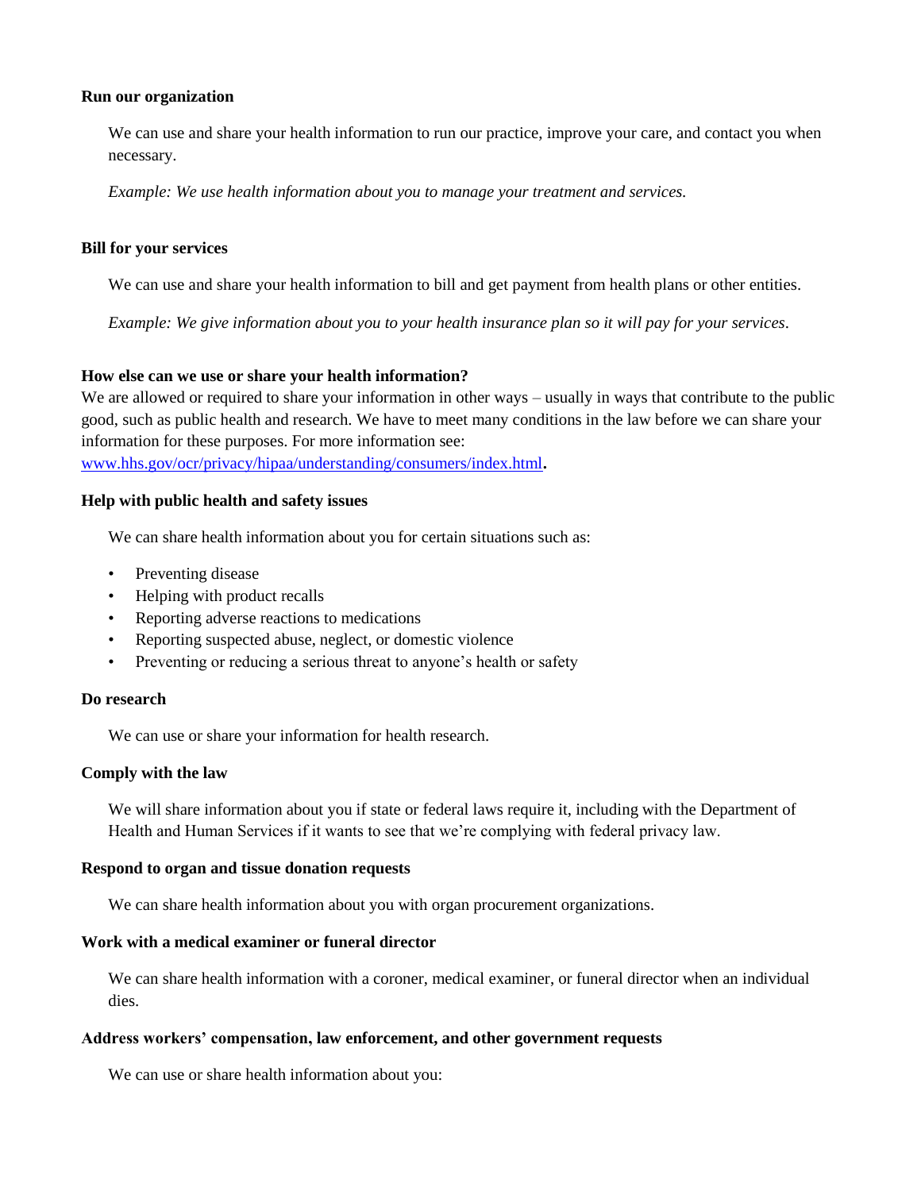**Run our organization**

We can use and share your health information to run our practice, improve your care, and contact you when necessary.

*Example: We use health information about you to manage your treatment and services.*

**Bill for your services**

We can use and share your health information to bill and get payment from health plans or other entities.

*Example: We give information about you to your health insurance plan so it will pay for your services.*

**How else can we use or share your health information?**

We are allowed or required to share your information in other ways – usually in ways that contribute to the public good, such as public health and research. We have to meet many conditions in the law before we can share your information for these purposes. For more information see: [www.hhs.gov/ocr/privacy/hipaa/understanding/consumers/index.html](www.hhs.gov/ocr/privacy/hipaa/understanding/consumers/index.html)**.**

**Help with public health and safety issues**

We can share health information about you for certain situations such as:

- Preventing disease
- Helping with product recalls
- Reporting adverse reactions to medications
- Reporting suspected abuse, neglect, or domestic violence
- Preventing or reducing a serious threat to anyone's health or safety

**Do research**

We can use or share your information for health research.

**Comply with the law**

We will share information about you if state or federal laws require it, including with the Department of Health and Human Services if it wants to see that we're complying with federal privacy law.

**Respond to organ and tissue donation requests**

We can share health information about you with organ procurement organizations.

**Work with a medical examiner or funeral director**

We can share health information with a coroner, medical examiner, or funeral director when an individual dies.

**Address workers' compensation, law enforcement, and other government requests**

We can use or share health information about you: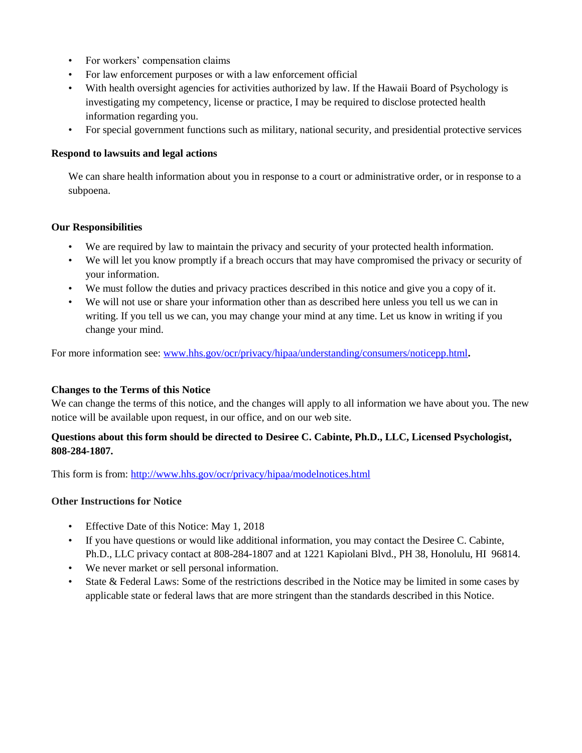- For workers' compensation claims
- For law enforcement purposes or with a law enforcement official
- With health oversight agencies for activities authorized by law. If the Hawaii Board of Psychology is investigating my competency, license or practice, I may be required to disclose protected health information regarding you.
- For special government functions such as military, national security, and presidential protective services

**Respond to lawsuits and legal actions**

We can share health information about you in response to a court or administrative order, or in response to a subpoena.

**Our Responsibilities**

- We are required by law to maintain the privacy and security of your protected health information.
- We will let you know promptly if a breach occurs that may have compromised the privacy or security of your information.
- We must follow the duties and privacy practices described in this notice and give you a copy of it.
- We will not use or share your information other than as described here unless you tell us we can in writing. If you tell us we can, you may change your mind at any time. Let us know in writing if you change your mind.

For more information see: [www.hhs.gov/ocr/privacy/hipaa/understanding/consumers/noticepp.html](www.hhs.gov/ocr/privacy/hipaa/understanding/consumers/noticepp.html)**.**

**Changes to the Terms of this Notice**

We can change the terms of this notice, and the changes will apply to all information we have about you. The new notice will be available upon request, in our office, and on our web site.

**Questions about this form should be directed to Desiree C. Cabinte, Ph.D., LLC, Licensed Psychologist, 808-284-1807.**

This form is from: [http://www.hhs.gov/ocr/privacy/hipaa/modelnotices.html](http://www.hhs.gov/ocr/privacy/hipaa/modelnotices.html)

**Other Instructions for Notice**

- Effective Date of this Notice: May 1, 2018
- If you have questions or would like additional information, you may contact the Desiree C. Cabinte, Ph.D., LLC privacy contact at 808-284-1807 and at 1221 Kapiolani Blvd., PH 38, Honolulu, HI 96814.
- We never market or sell personal information.
- State & Federal Laws: Some of the restrictions described in the Notice may be limited in some cases by applicable state or federal laws that are more stringent than the standards described in this Notice.